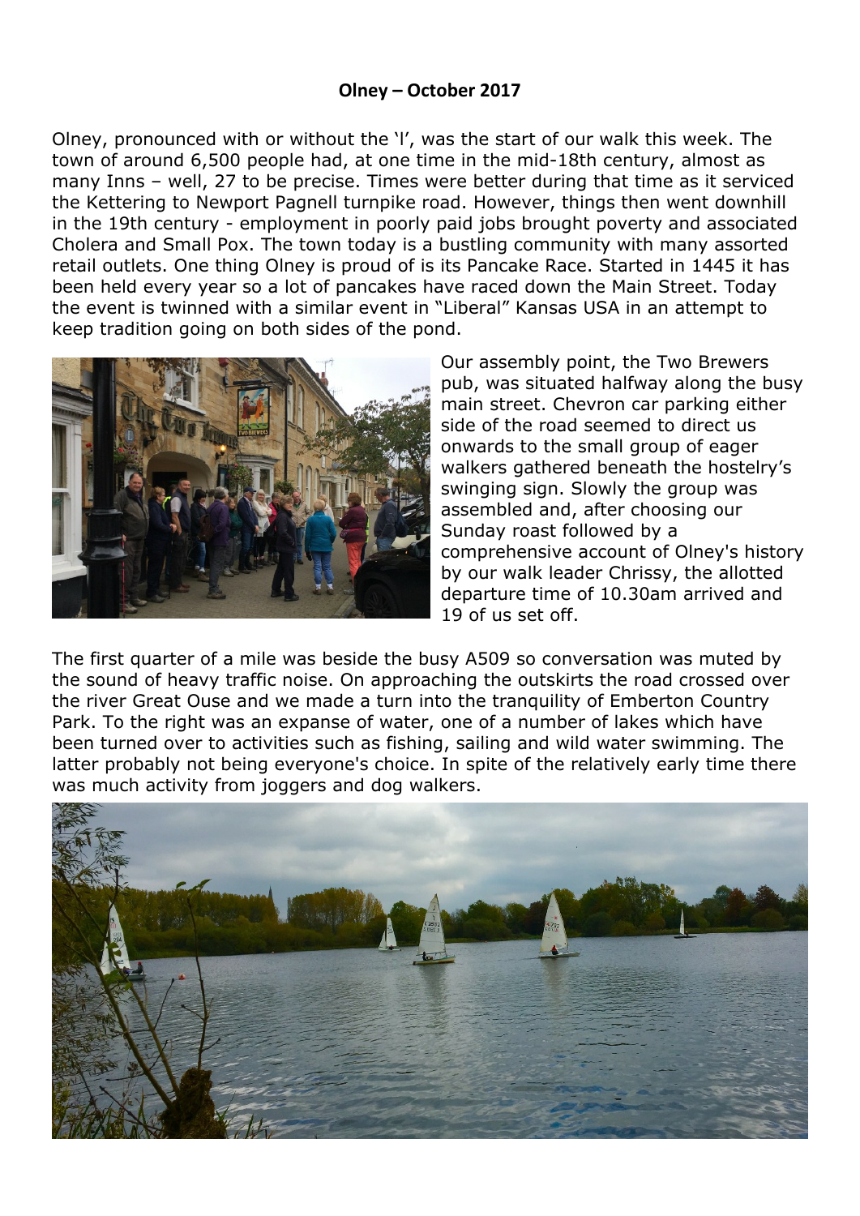**Olney – October 2017**

Olney, pronounced with or without the 'l', was the start of our walk this week. The town of around 6,500 people had, at one time in the mid-18th century, almost as many Inns – well, 27 to be precise. Times were better during that time as it serviced the Kettering to Newport Pagnell turnpike road. However, things then went downhill in the 19th century - employment in poorly paid jobs brought poverty and associated Cholera and Small Pox. The town today is a bustling community with many assorted retail outlets. One thing Olney is proud of is its Pancake Race. Started in 1445 it has been held every year so a lot of pancakes have raced down the Main Street. Today the event is twinned with a similar event in "Liberal" Kansas USA in an attempt to keep tradition going on both sides of the pond.

Our assembly point, the Two Brewers pub, was situated halfway along the busy main street. Chevron car parking either side of the road seemed to direct us onwards to the small group of eager walkers gathered beneath the hostelry's swinging sign. Slowly the group was assembled and, after choosing our Sunday roast followed by a comprehensive account of Olney's history by our walk leader Chrissy, the allotted departure time of 10.30am arrived and 19 of us set off.

The first quarter of a mile was beside the busy A509 so conversation was muted by the sound of heavy traffic noise. On approaching the outskirts the road crossed over the river Great Ouse and we made a turn into the tranquility of Emberton Country Park. To the right was an expanse of water, one of a number of lakes which have been turned over to activities such as fishing, sailing and wild water swimming. The latter probably not being everyone's choice. In spite of the relatively early time there was much activity from joggers and dog walkers.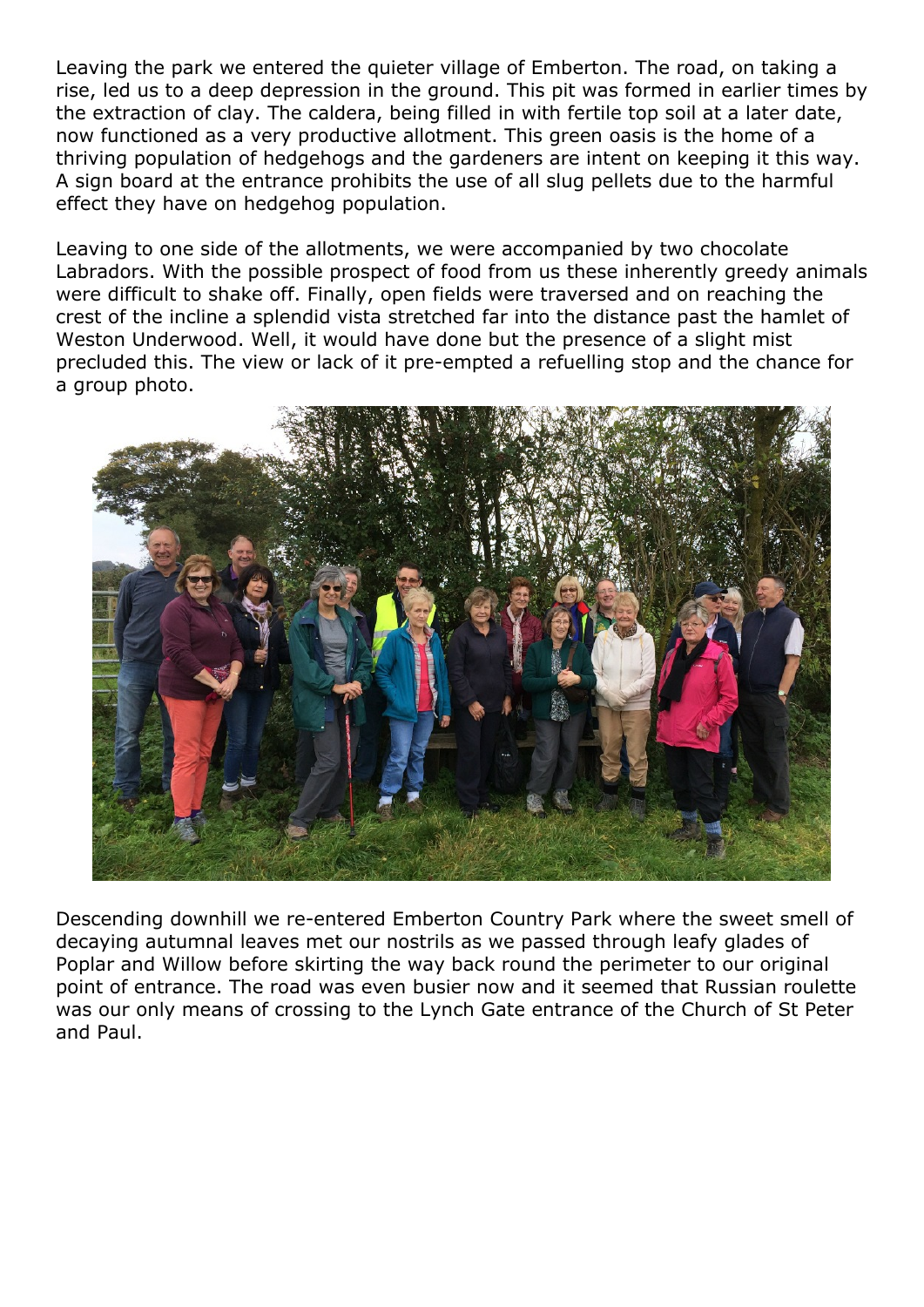Leaving the park we entered the quieter village of Emberton. The road, on taking a rise, led us to a deep depression in the ground. This pit was formed in earlier times by the extraction of clay. The caldera, being filled in with fertile top soil at a later date, now functioned as a very productive allotment. This green oasis is the home of a thriving population of hedgehogs and the gardeners are intent on keeping it this way. A sign board at the entrance prohibits the use of all slug pellets due to the harmful effect they have on hedgehog population.

Leaving to one side of the allotments, we were accompanied by two chocolate Labradors. With the possible prospect of food from us these inherently greedy animals were difficult to shake off. Finally, open fields were traversed and on reaching the crest of the incline a splendid vista stretched far into the distance past the hamlet of Weston Underwood. Well, it would have done but the presence of a slight mist precluded this. The view or lack of it pre-empted a refuelling stop and the chance for a group photo.

Descending downhill we re-entered Emberton Country Park where the sweet smell of decaying autumnal leaves met our nostrils as we passed through leafy glades of Poplar and Willow before skirting the way back round the perimeter to our original point of entrance. The road was even busier now and it seemed that Russian roulette was our only means of crossing to the Lynch Gate entrance of the Church of St Peter and Paul.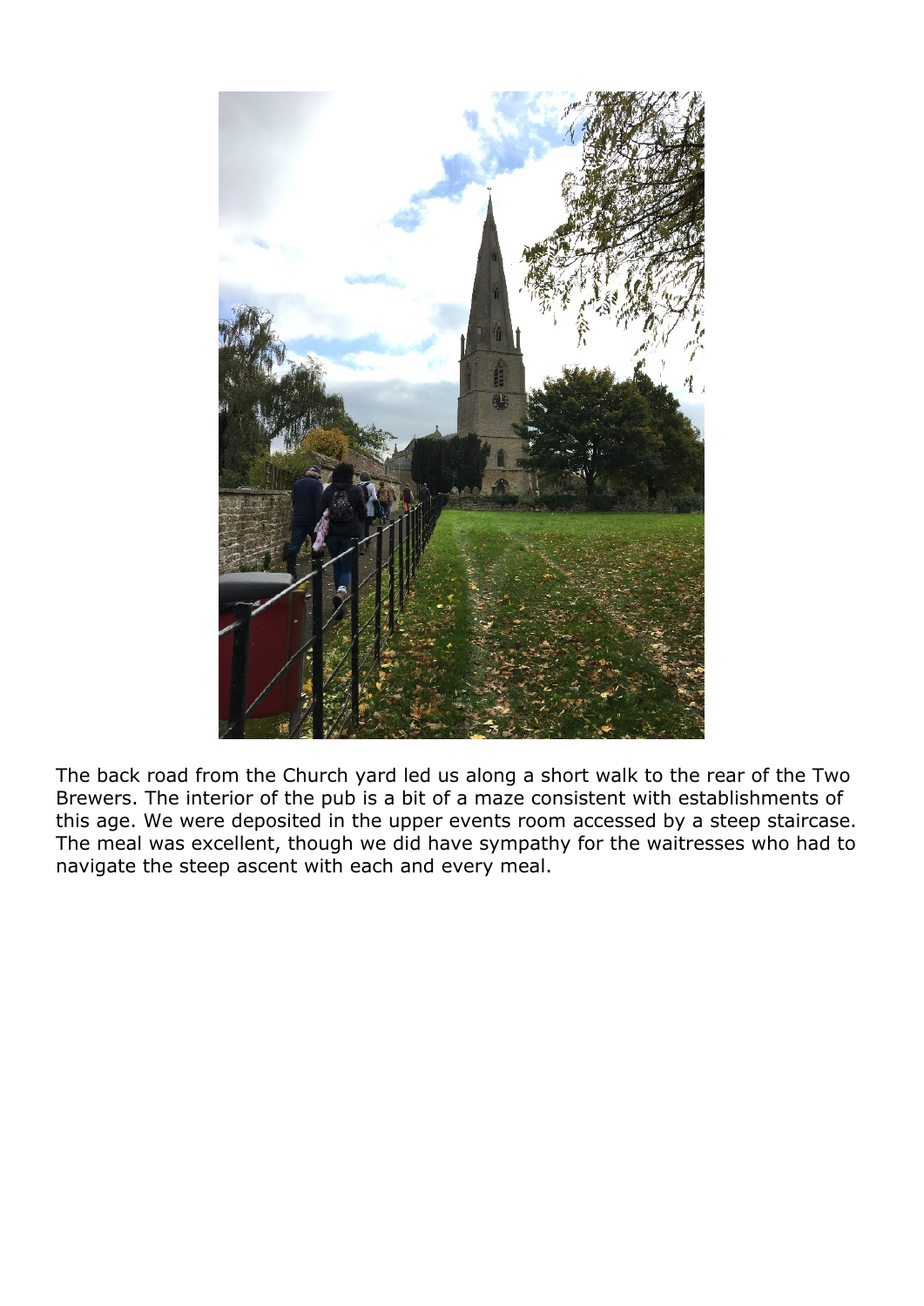The back road from the Church yard led us along a short walk to the rear of the Two Brewers. The interior of the pub is a bit of a maze consistent with establishments of this age. We were deposited in the upper events room accessed by a steep staircase. The meal was excellent, though we did have sympathy for the waitresses who had to navigate the steep ascent with each and every meal.